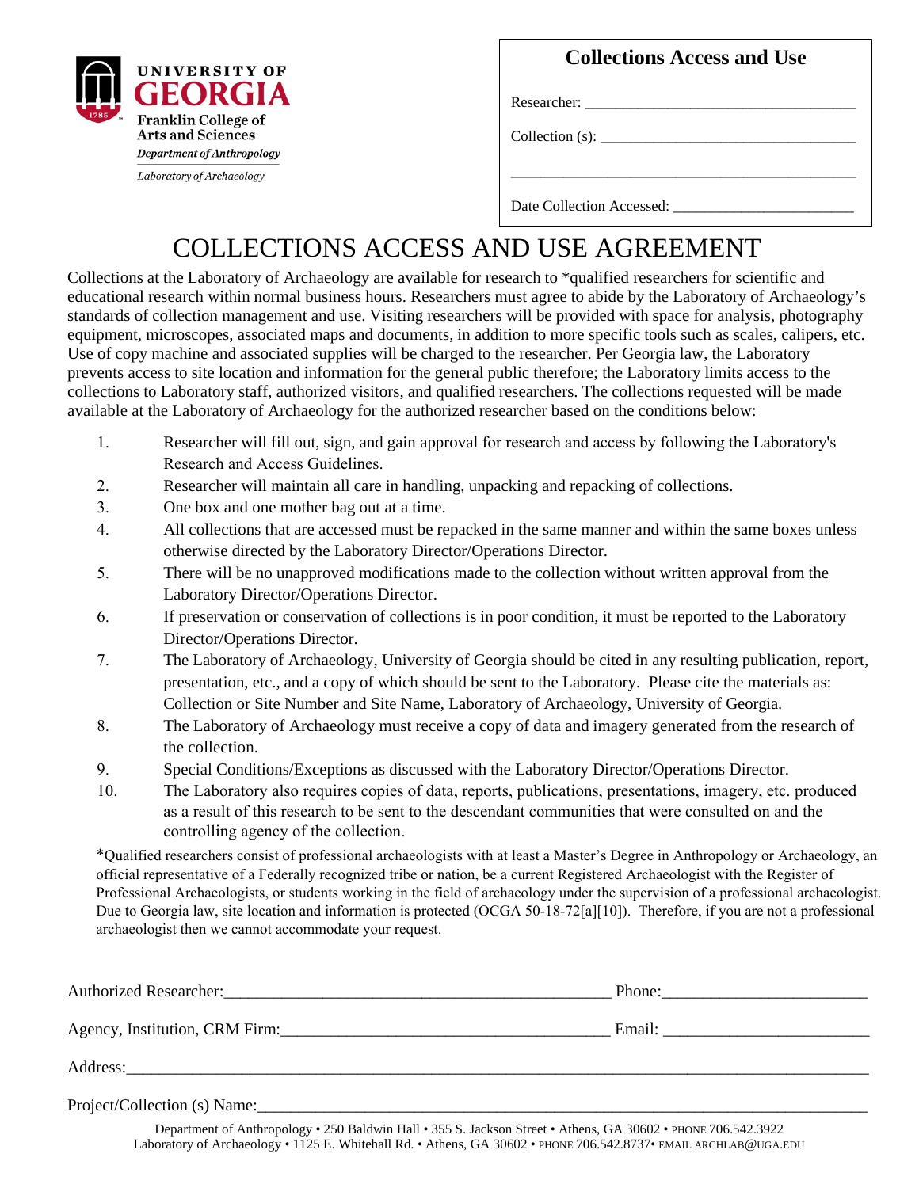UNIVERSITY OF GEORGIA
Franklin College of Arts and Sciences
*Department of Anthropology*
*Laboratory of Archaeology*

**Collections Access and Use**

Researcher: ___________________________________

Collection (s): ________________________________

_____________________________________________

Date Collection Accessed: _______________________

# COLLECTIONS ACCESS AND USE AGREEMENT

Collections at the Laboratory of Archaeology are available for research to *qualified researchers for scientific and educational research within normal business hours. Researchers must agree to abide by the Laboratory of Archaeology's standards of collection management and use. Visiting researchers will be provided with space for analysis, photography equipment, microscopes, associated maps and documents, in addition to more specific tools such as scales, calipers, etc. Use of copy machine and associated supplies will be charged to the researcher. Per Georgia law, the Laboratory prevents access to site location and information for the general public therefore; the Laboratory limits access to the collections to Laboratory staff, authorized visitors, and qualified researchers. The collections requested will be made available at the Laboratory of Archaeology for the authorized researcher based on the conditions below:

1. Researcher will fill out, sign, and gain approval for research and access by following the Laboratory's Research and Access Guidelines.
2. Researcher will maintain all care in handling, unpacking and repacking of collections.
3. One box and one mother bag out at a time.
4. All collections that are accessed must be repacked in the same manner and within the same boxes unless otherwise directed by the Laboratory Director/Operations Director.
5. There will be no unapproved modifications made to the collection without written approval from the Laboratory Director/Operations Director.
6. If preservation or conservation of collections is in poor condition, it must be reported to the Laboratory Director/Operations Director.
7. The Laboratory of Archaeology, University of Georgia should be cited in any resulting publication, report, presentation, etc., and a copy of which should be sent to the Laboratory. Please cite the materials as: Collection or Site Number and Site Name, Laboratory of Archaeology, University of Georgia.
8. The Laboratory of Archaeology must receive a copy of data and imagery generated from the research of the collection.
9. Special Conditions/Exceptions as discussed with the Laboratory Director/Operations Director.
10. The Laboratory also requires copies of data, reports, publications, presentations, imagery, etc. produced as a result of this research to be sent to the descendant communities that were consulted on and the controlling agency of the collection.

*Qualified researchers consist of professional archaeologists with at least a Master's Degree in Anthropology or Archaeology, an official representative of a Federally recognized tribe or nation, be a current Registered Archaeologist with the Register of Professional Archaeologists, or students working in the field of archaeology under the supervision of a professional archaeologist. Due to Georgia law, site location and information is protected (OCGA 50-18-72[a][10]). Therefore, if you are not a professional archaeologist then we cannot accommodate your request.

Authorized Researcher:_______________________________________________ Phone:________________________

Agency, Institution, CRM Firm:_______________________________________ Email: ________________________

Address:_____________________________________________________________________________________

Project/Collection (s) Name:__________________________________________________________________________

Department of Anthropology • 250 Baldwin Hall • 355 S. Jackson Street • Athens, GA 30602 • PHONE 706.542.3922
Laboratory of Archaeology • 1125 E. Whitehall Rd. • Athens, GA 30602 • PHONE 706.542.8737• EMAIL ARCHLAB@UGA.EDU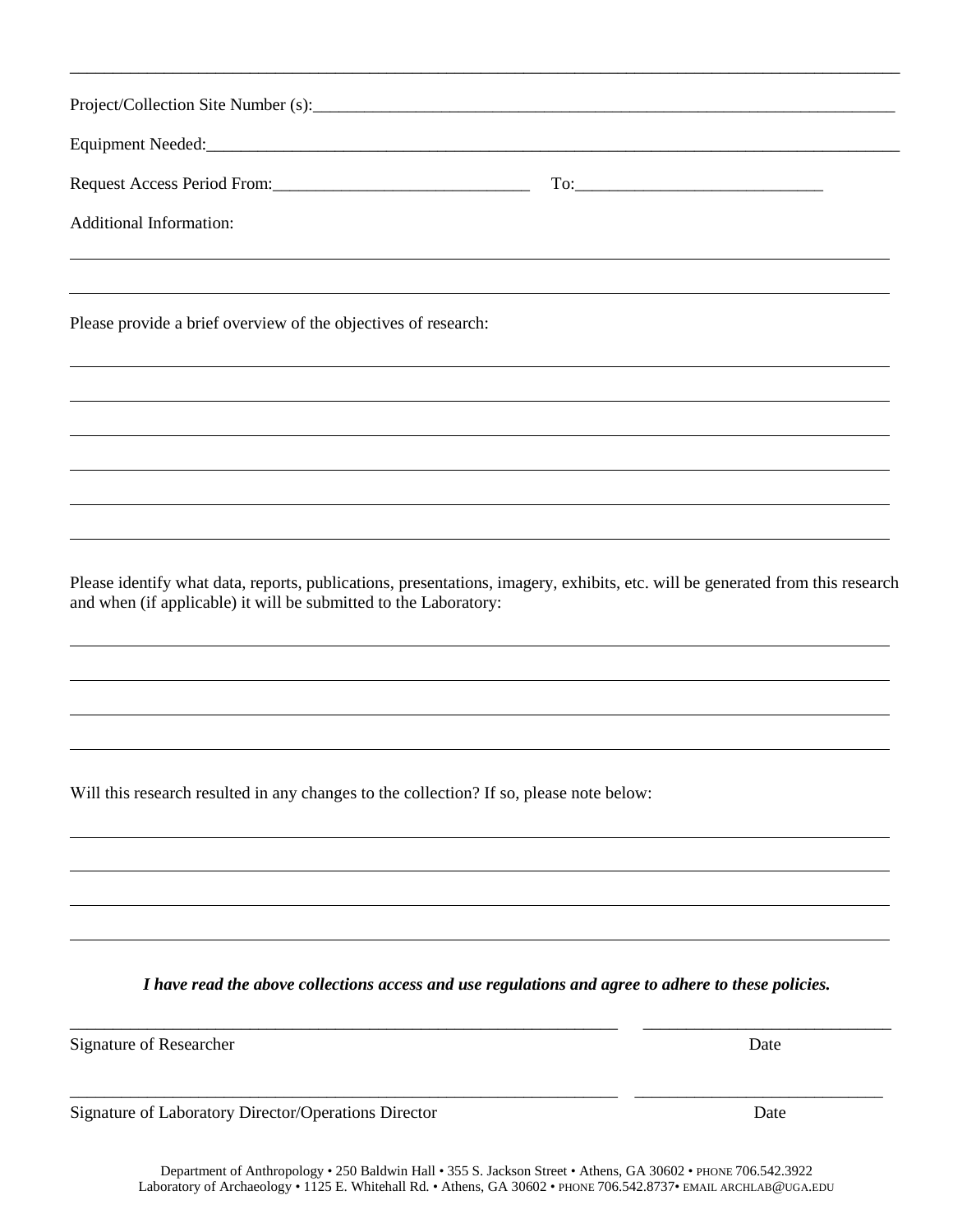Project/Collection Site Number (s):_______________________________________________________________________

Equipment Needed:_______________________________________________________________________________

Request Access Period From:______________________________ To:_____________________________

Additional Information:

_______________________________________________________________________________________________

_______________________________________________________________________________________________

Please provide a brief overview of the objectives of research:

_______________________________________________________________________________________________

_______________________________________________________________________________________________

_______________________________________________________________________________________________

_______________________________________________________________________________________________

_______________________________________________________________________________________________

_______________________________________________________________________________________________

Please identify what data, reports, publications, presentations, imagery, exhibits, etc. will be generated from this research and when (if applicable) it will be submitted to the Laboratory:

_______________________________________________________________________________________________

_______________________________________________________________________________________________

_______________________________________________________________________________________________

_______________________________________________________________________________________________

Will this research resulted in any changes to the collection? If so, please note below:

_______________________________________________________________________________________________

_______________________________________________________________________________________________

_______________________________________________________________________________________________

_______________________________________________________________________________________________

***I have read the above collections access and use regulations and agree to adhere to these policies.***

_________________________________________________________________ _____________________________

Signature of Researcher Date

_________________________________________________________________ _____________________________

Signature of Laboratory Director/Operations Director Date

Department of Anthropology • 250 Baldwin Hall • 355 S. Jackson Street • Athens, GA 30602 • PHONE 706.542.3922
Laboratory of Archaeology • 1125 E. Whitehall Rd. • Athens, GA 30602 • PHONE 706.542.8737• EMAIL ARCHLAB@UGA.EDU